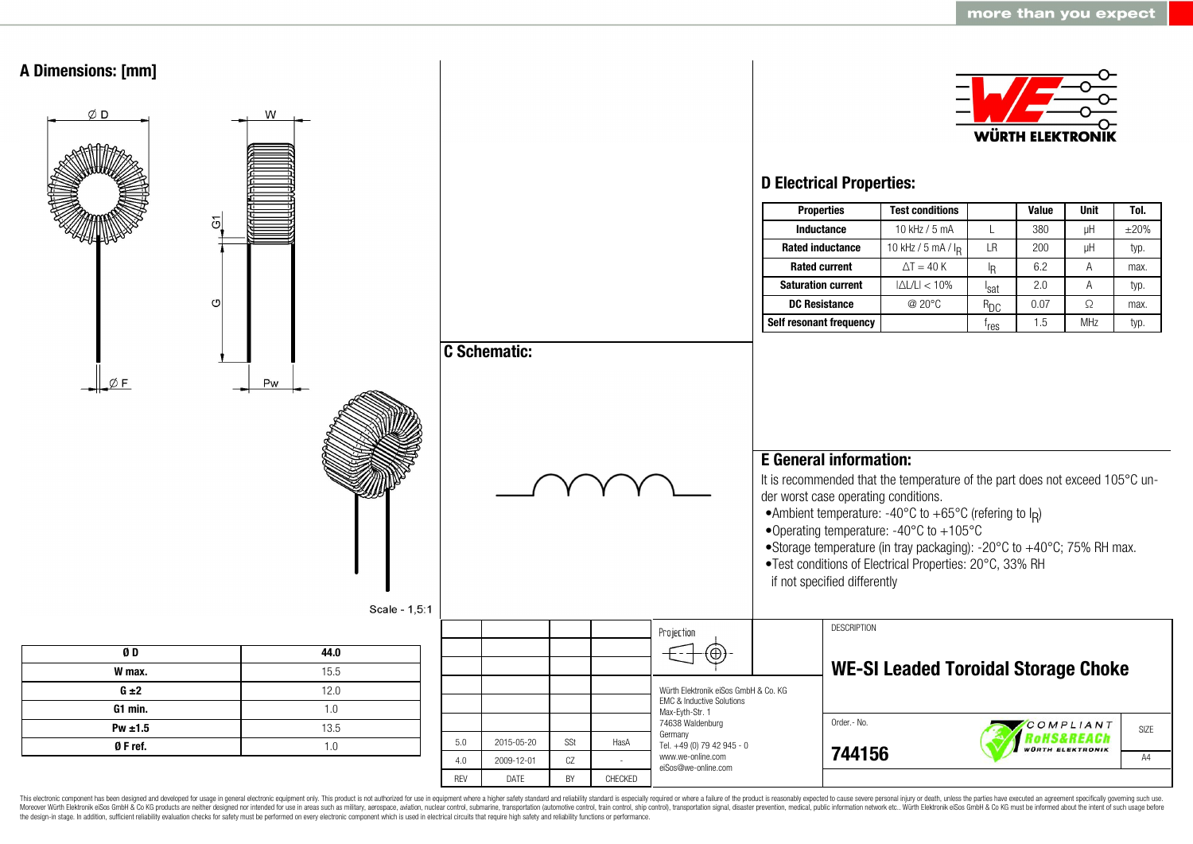## A Dimensions: [mm]

Scale - 1,5:1

| Ø D | 44.0 |
|---|---|
| W max. | 15.5 |
| G ±2 | 12.0 |
| G1 min. | 1.0 |
| Pw ±1.5 | 13.5 |
| Ø F ref. | 1.0 |

## C Schematic:

## D Electrical Properties:

| Properties | Test conditions | | Value | Unit | Tol. |
|---|---|---|---|---|---|
| Inductance | 10 kHz / 5 mA | L | 380 | µH | ±20% |
| Rated inductance | 10 kHz / 5 mA / $I_R$ | LR | 200 | µH | typ. |
| Rated current | ΔT = 40 K | $I_R$ | 6.2 | A | max. |
| Saturation current | \|ΔL/L\| < 10% | $I_{sat}$ | 2.0 | A | typ. |
| DC Resistance | @ 20°C | $R_{DC}$ | 0.07 | Ω | max. |
| Self resonant frequency | | $f_{res}$ | 1.5 | MHz | typ. |

## E General information:

It is recommended that the temperature of the part does not exceed 105°C under worst case operating conditions.

- Ambient temperature: -40°C to +65°C (refering to $I_R$)
- Operating temperature: -40°C to +105°C
- Storage temperature (in tray packaging): -20°C to +40°C; 75% RH max.
- Test conditions of Electrical Properties: 20°C, 33% RH if not specified differently

| REV | DATE | BY | CHECKED |
|---|---|---|---|
| 5.0 | 2015-05-20 | SSt | HasA |
| 4.0 | 2009-12-01 | CZ | - |

Projection

Würth Elektronik eiSos GmbH & Co. KG
EMC & Inductive Solutions
Max-Eyth-Str. 1
74638 Waldenburg
Germany
Tel. +49 (0) 79 42 945 - 0
www.we-online.com
eiSos@we-online.com

DESCRIPTION

**WE-SI Leaded Toroidal Storage Choke**

Order.- No.

**744156**

COMPLIANT RoHS&REACh WÜRTH ELEKTRONIK

SIZE A4

This electronic component has been designed and developed for usage in general electronic equipment only. This product is not authorized for use in equipment where a higher safety standard and reliability standard is especially required or where a failure of the product is reasonably expected to cause severe personal injury or death, unless the parties have executed an agreement specifically governing such use. Moreover Würth Elektronik eiSos GmbH & Co KG products are neither designed nor intended for use in areas such as military, aerospace, aviation, nuclear control, submarine, transportation (automotive control, train control, ship control), transportation signal, disaster prevention, medical, public information network etc.. Würth Elektronik eiSos GmbH & Co KG must be informed about the intent of such usage before the design-in stage. In addition, sufficient reliability evaluation checks for safety must be performed on every electronic component which is used in electrical circuits that require high safety and reliability functions or performance.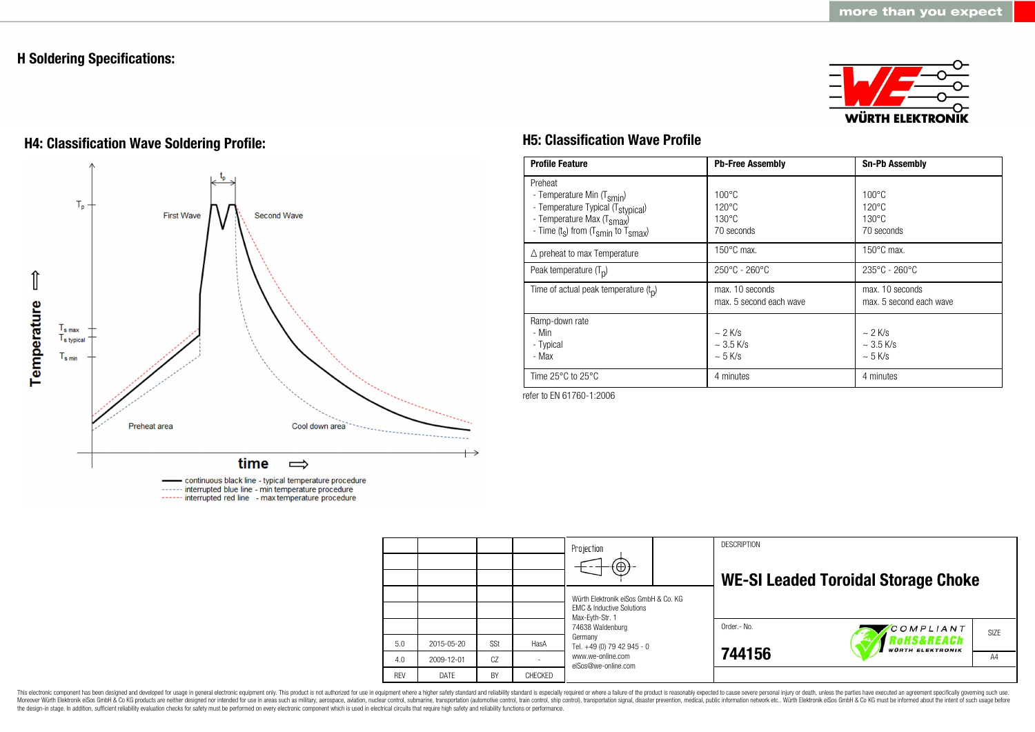# H Soldering Specifications:

## H4: Classification Wave Soldering Profile:

Temperature ⇧

$T_p$

$t_p$

First Wave

Second Wave

$T_{s\ max}$

$T_{s\ typical}$

$T_{s\ min}$

Preheat area

Cool down area

time ⇨

continuous black line - typical temperature procedure
interrupted blue line - min temperature procedure
interrupted red line - max temperature procedure

## H5: Classification Wave Profile

| Profile Feature | Pb-Free Assembly | Sn-Pb Assembly |
|---|---|---|
| Preheat<br>- Temperature Min ($T_{smin}$)<br>- Temperature Typical ($T_{stypical}$)<br>- Temperature Max ($T_{smax}$)<br>- Time ($t_s$) from ($T_{smin}$ to $T_{smax}$) | 100°C<br>120°C<br>130°C<br>70 seconds | 100°C<br>120°C<br>130°C<br>70 seconds |
| Δ preheat to max Temperature | 150°C max. | 150°C max. |
| Peak temperature ($T_p$) | 250°C - 260°C | 235°C - 260°C |
| Time of actual peak temperature ($t_p$) | max. 10 seconds<br>max. 5 second each wave | max. 10 seconds<br>max. 5 second each wave |
| Ramp-down rate<br>- Min<br>- Typical<br>- Max | ~ 2 K/s<br>~ 3.5 K/s<br>~ 5 K/s | ~ 2 K/s<br>~ 3.5 K/s<br>~ 5 K/s |
| Time 25°C to 25°C | 4 minutes | 4 minutes |

refer to EN 61760-1:2006

| | | | |
|---|---|---|---|
| 5.0 | 2015-05-20 | SSt | HasA |
| 4.0 | 2009-12-01 | CZ | - |
| REV | DATE | BY | CHECKED |

Projection

Würth Elektronik eiSos GmbH & Co. KG
EMC & Inductive Solutions
Max-Eyth-Str. 1
74638 Waldenburg
Germany
Tel. +49 (0) 79 42 945 - 0
www.we-online.com
eiSos@we-online.com

DESCRIPTION

**WE-SI Leaded Toroidal Storage Choke**

Order.- No.

**744156**

SIZE

A4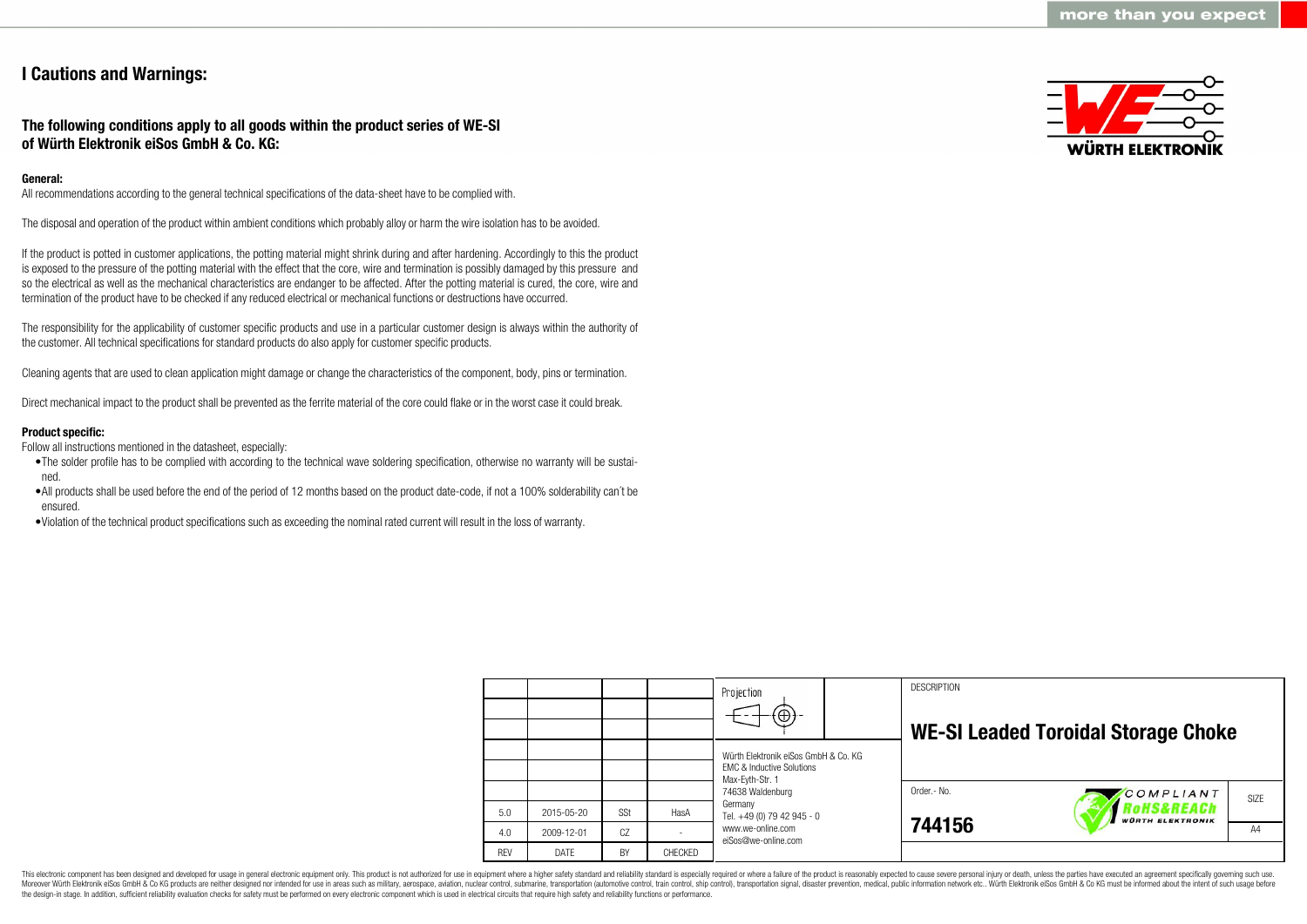# I Cautions and Warnings:

## The following conditions apply to all goods within the product series of WE-SI of Würth Elektronik eiSos GmbH & Co. KG:

**General:**

All recommendations according to the general technical specifications of the data-sheet have to be complied with.

The disposal and operation of the product within ambient conditions which probably alloy or harm the wire isolation has to be avoided.

If the product is potted in customer applications, the potting material might shrink during and after hardening. Accordingly to this the product is exposed to the pressure of the potting material with the effect that the core, wire and termination is possibly damaged by this pressure and so the electrical as well as the mechanical characteristics are endanger to be affected. After the potting material is cured, the core, wire and termination of the product have to be checked if any reduced electrical or mechanical functions or destructions have occurred.

The responsibility for the applicability of customer specific products and use in a particular customer design is always within the authority of the customer. All technical specifications for standard products do also apply for customer specific products.

Cleaning agents that are used to clean application might damage or change the characteristics of the component, body, pins or termination.

Direct mechanical impact to the product shall be prevented as the ferrite material of the core could flake or in the worst case it could break.

**Product specific:**

Follow all instructions mentioned in the datasheet, especially:

- The solder profile has to be complied with according to the technical wave soldering specification, otherwise no warranty will be sustained.
- All products shall be used before the end of the period of 12 months based on the product date-code, if not a 100% solderability can´t be ensured.
- Violation of the technical product specifications such as exceeding the nominal rated current will result in the loss of warranty.

| REV | DATE | BY | CHECKED |
|---|---|---|---|
| 5.0 | 2015-05-20 | SSt | HasA |
| 4.0 | 2009-12-01 | CZ | - |

Würth Elektronik eiSos GmbH & Co. KG
EMC & Inductive Solutions
Max-Eyth-Str. 1
74638 Waldenburg
Germany
Tel. +49 (0) 79 42 945 - 0
www.we-online.com
eiSos@we-online.com

DESCRIPTION: **WE-SI Leaded Toroidal Storage Choke**

Order.- No.: **744156**

SIZE: A4

This electronic component has been designed and developed for usage in general electronic equipment only. This product is not authorized for use in equipment where a higher safety standard and reliability standard is especially required or where a failure of the product is reasonably expected to cause severe personal injury or death, unless the parties have executed an agreement specifically governing such use. Moreover Würth Elektronik eiSos GmbH & Co KG products are neither designed nor intended for use in areas such as military, aerospace, aviation, nuclear control, submarine, transportation (automotive control, train control, ship control), transportation signal, disaster prevention, medical, public information network etc.. Würth Elektronik eiSos GmbH & Co KG must be informed about the intent of such usage before the design-in stage. In addition, sufficient reliability evaluation checks for safety must be performed on every electronic component which is used in electrical circuits that require high safety and reliability functions or performance.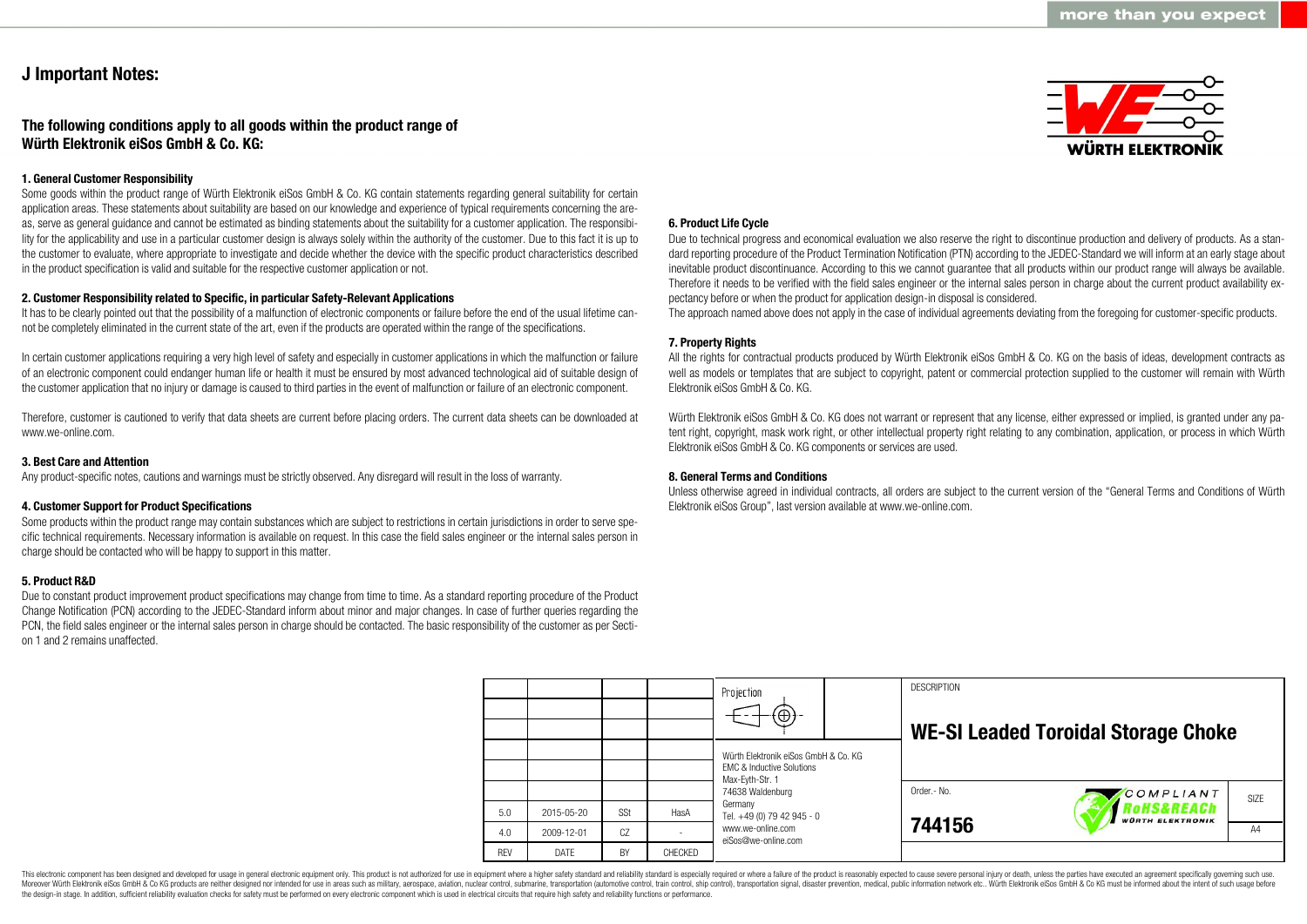## J Important Notes:

### The following conditions apply to all goods within the product range of Würth Elektronik eiSos GmbH & Co. KG:

**1. General Customer Responsibility**

Some goods within the product range of Würth Elektronik eiSos GmbH & Co. KG contain statements regarding general suitability for certain application areas. These statements about suitability are based on our knowledge and experience of typical requirements concerning the areas, serve as general guidance and cannot be estimated as binding statements about the suitability for a customer application. The responsibility for the applicability and use in a particular customer design is always solely within the authority of the customer. Due to this fact it is up to the customer to evaluate, where appropriate to investigate and decide whether the device with the specific product characteristics described in the product specification is valid and suitable for the respective customer application or not.

**2. Customer Responsibility related to Specific, in particular Safety-Relevant Applications**

It has to be clearly pointed out that the possibility of a malfunction of electronic components or failure before the end of the usual lifetime cannot be completely eliminated in the current state of the art, even if the products are operated within the range of the specifications.

In certain customer applications requiring a very high level of safety and especially in customer applications in which the malfunction or failure of an electronic component could endanger human life or health it must be ensured by most advanced technological aid of suitable design of the customer application that no injury or damage is caused to third parties in the event of malfunction or failure of an electronic component.

Therefore, customer is cautioned to verify that data sheets are current before placing orders. The current data sheets can be downloaded at www.we-online.com.

**3. Best Care and Attention**

Any product-specific notes, cautions and warnings must be strictly observed. Any disregard will result in the loss of warranty.

**4. Customer Support for Product Specifications**

Some products within the product range may contain substances which are subject to restrictions in certain jurisdictions in order to serve specific technical requirements. Necessary information is available on request. In this case the field sales engineer or the internal sales person in charge should be contacted who will be happy to support in this matter.

**5. Product R&D**

Due to constant product improvement product specifications may change from time to time. As a standard reporting procedure of the Product Change Notification (PCN) according to the JEDEC-Standard inform about minor and major changes. In case of further queries regarding the PCN, the field sales engineer or the internal sales person in charge should be contacted. The basic responsibility of the customer as per Section 1 and 2 remains unaffected.

**6. Product Life Cycle**

Due to technical progress and economical evaluation we also reserve the right to discontinue production and delivery of products. As a standard reporting procedure of the Product Termination Notification (PTN) according to the JEDEC-Standard we will inform at an early stage about inevitable product discontinuance. According to this we cannot guarantee that all products within our product range will always be available. Therefore it needs to be verified with the field sales engineer or the internal sales person in charge about the current product availability expectancy before or when the product for application design-in disposal is considered.

The approach named above does not apply in the case of individual agreements deviating from the foregoing for customer-specific products.

**7. Property Rights**

All the rights for contractual products produced by Würth Elektronik eiSos GmbH & Co. KG on the basis of ideas, development contracts as well as models or templates that are subject to copyright, patent or commercial protection supplied to the customer will remain with Würth Elektronik eiSos GmbH & Co. KG.

Würth Elektronik eiSos GmbH & Co. KG does not warrant or represent that any license, either expressed or implied, is granted under any patent right, copyright, mask work right, or other intellectual property right relating to any combination, application, or process in which Würth Elektronik eiSos GmbH & Co. KG components or services are used.

**8. General Terms and Conditions**

Unless otherwise agreed in individual contracts, all orders are subject to the current version of the "General Terms and Conditions of Würth Elektronik eiSos Group", last version available at www.we-online.com.

| REV | DATE | BY | CHECKED |
|---|---|---|---|
| 5.0 | 2015-05-20 | SSt | HasA |
| 4.0 | 2009-12-01 | CZ | - |

Projection

Würth Elektronik eiSos GmbH & Co. KG
EMC & Inductive Solutions
Max-Eyth-Str. 1
74638 Waldenburg
Germany
Tel. +49 (0) 79 42 945 - 0
www.we-online.com
eiSos@we-online.com

DESCRIPTION

**WE-SI Leaded Toroidal Storage Choke**

Order.- No. **744156**

COMPLIANT RoHS&REACh WÜRTH ELEKTRONIK

SIZE A4

This electronic component has been designed and developed for usage in general electronic equipment only. This product is not authorized for use in equipment where a higher safety standard and reliability standard is especially required or where a failure of the product is reasonably expected to cause severe personal injury or death, unless the parties have executed an agreement specifically governing such use. Moreover Würth Elektronik eiSos GmbH & Co KG products are neither designed nor intended for use in areas such as military, aerospace, aviation, nuclear control, submarine, transportation (automotive control, train control, ship control), transportation signal, disaster prevention, medical, public information network etc.. Würth Elektronik eiSos GmbH & Co KG must be informed about the intent of such usage before the design-in stage. In addition, sufficient reliability evaluation checks for safety must be performed on every electronic component which is used in electrical circuits that require high safety and reliability functions or performance.